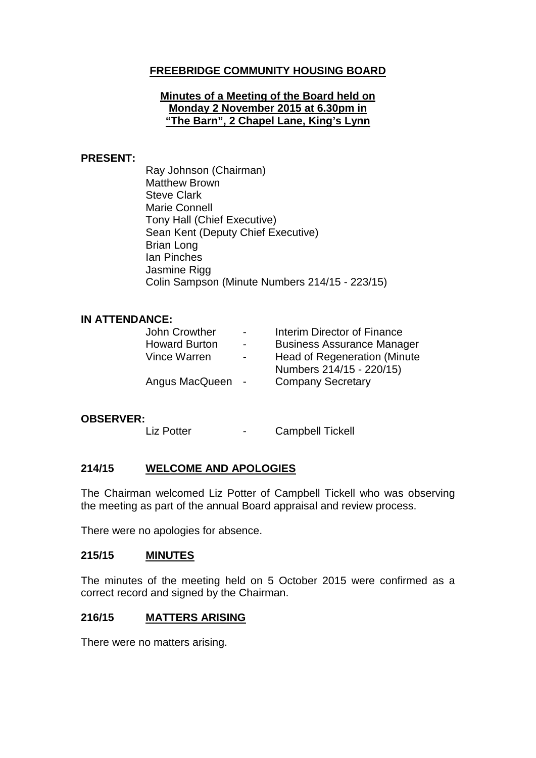# FREEBRIDGE COMMUNITY HOUSING BOARD

## Minutes of a Meeting of the Board held on Monday 2 November 2015 at 6.30pm in "The Barn", 2 Chapel Lane, King's Lynn

**PRESENT:**

Ray Johnson (Chairman)
Matthew Brown
Steve Clark
Marie Connell
Tony Hall (Chief Executive)
Sean Kent (Deputy Chief Executive)
Brian Long
Ian Pinches
Jasmine Rigg
Colin Sampson (Minute Numbers 214/15 - 223/15)

**IN ATTENDANCE:**

| | | |
|---|---|---|
| John Crowther | - | Interim Director of Finance |
| Howard Burton | - | Business Assurance Manager |
| Vince Warren | - | Head of Regeneration (Minute Numbers 214/15 - 220/15) |
| Angus MacQueen | - | Company Secretary |

**OBSERVER:**

| | | |
|---|---|---|
| Liz Potter | - | Campbell Tickell |

### 214/15 WELCOME AND APOLOGIES

The Chairman welcomed Liz Potter of Campbell Tickell who was observing the meeting as part of the annual Board appraisal and review process.

There were no apologies for absence.

### 215/15 MINUTES

The minutes of the meeting held on 5 October 2015 were confirmed as a correct record and signed by the Chairman.

### 216/15 MATTERS ARISING

There were no matters arising.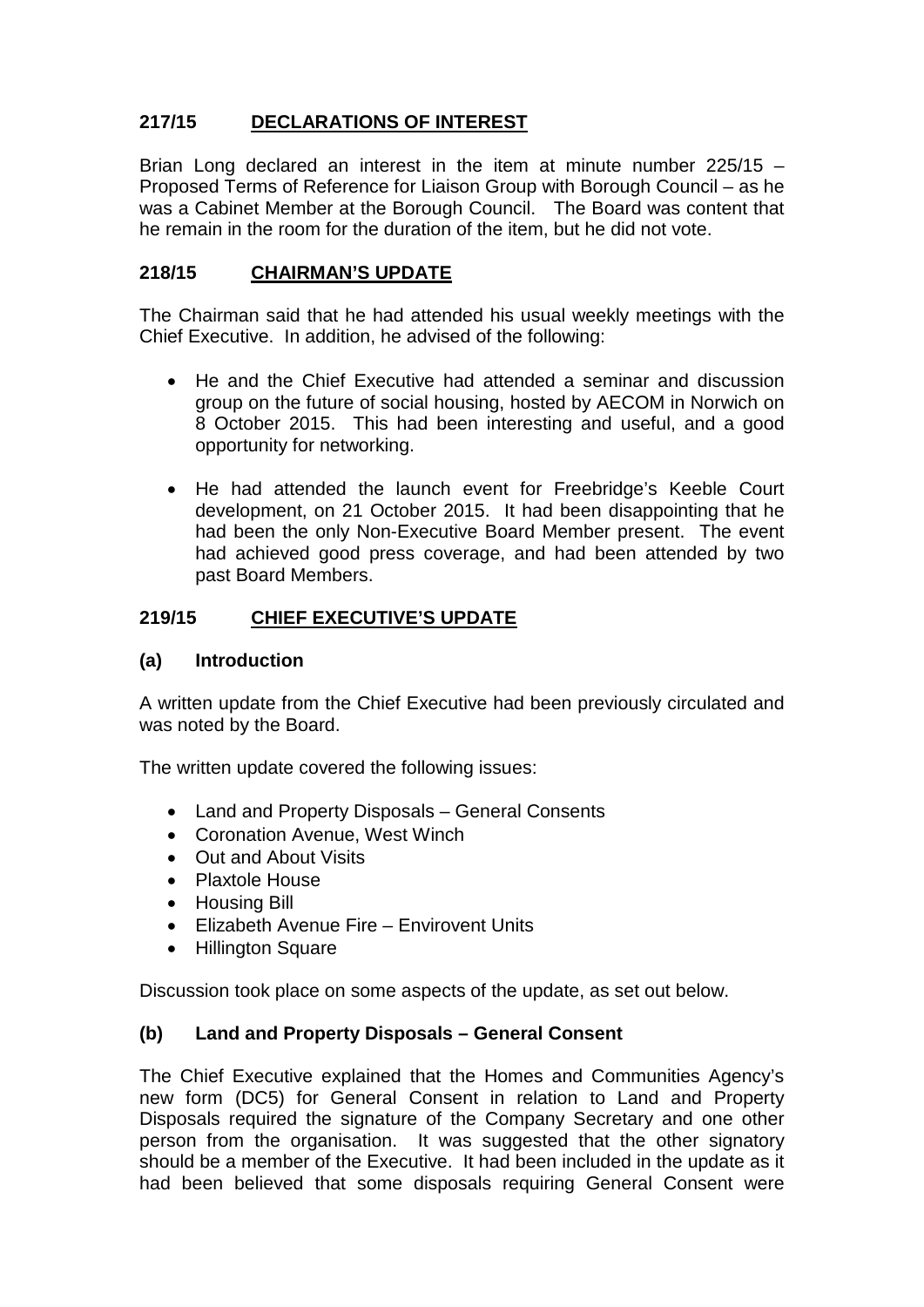## 217/15 DECLARATIONS OF INTEREST

Brian Long declared an interest in the item at minute number 225/15 – Proposed Terms of Reference for Liaison Group with Borough Council – as he was a Cabinet Member at the Borough Council. The Board was content that he remain in the room for the duration of the item, but he did not vote.

## 218/15 CHAIRMAN'S UPDATE

The Chairman said that he had attended his usual weekly meetings with the Chief Executive. In addition, he advised of the following:

- He and the Chief Executive had attended a seminar and discussion group on the future of social housing, hosted by AECOM in Norwich on 8 October 2015. This had been interesting and useful, and a good opportunity for networking.

- He had attended the launch event for Freebridge's Keeble Court development, on 21 October 2015. It had been disappointing that he had been the only Non-Executive Board Member present. The event had achieved good press coverage, and had been attended by two past Board Members.

## 219/15 CHIEF EXECUTIVE'S UPDATE

### (a) Introduction

A written update from the Chief Executive had been previously circulated and was noted by the Board.

The written update covered the following issues:

- Land and Property Disposals – General Consents
- Coronation Avenue, West Winch
- Out and About Visits
- Plaxtole House
- Housing Bill
- Elizabeth Avenue Fire – Envirovent Units
- Hillington Square

Discussion took place on some aspects of the update, as set out below.

### (b) Land and Property Disposals – General Consent

The Chief Executive explained that the Homes and Communities Agency's new form (DC5) for General Consent in relation to Land and Property Disposals required the signature of the Company Secretary and one other person from the organisation. It was suggested that the other signatory should be a member of the Executive. It had been included in the update as it had been believed that some disposals requiring General Consent were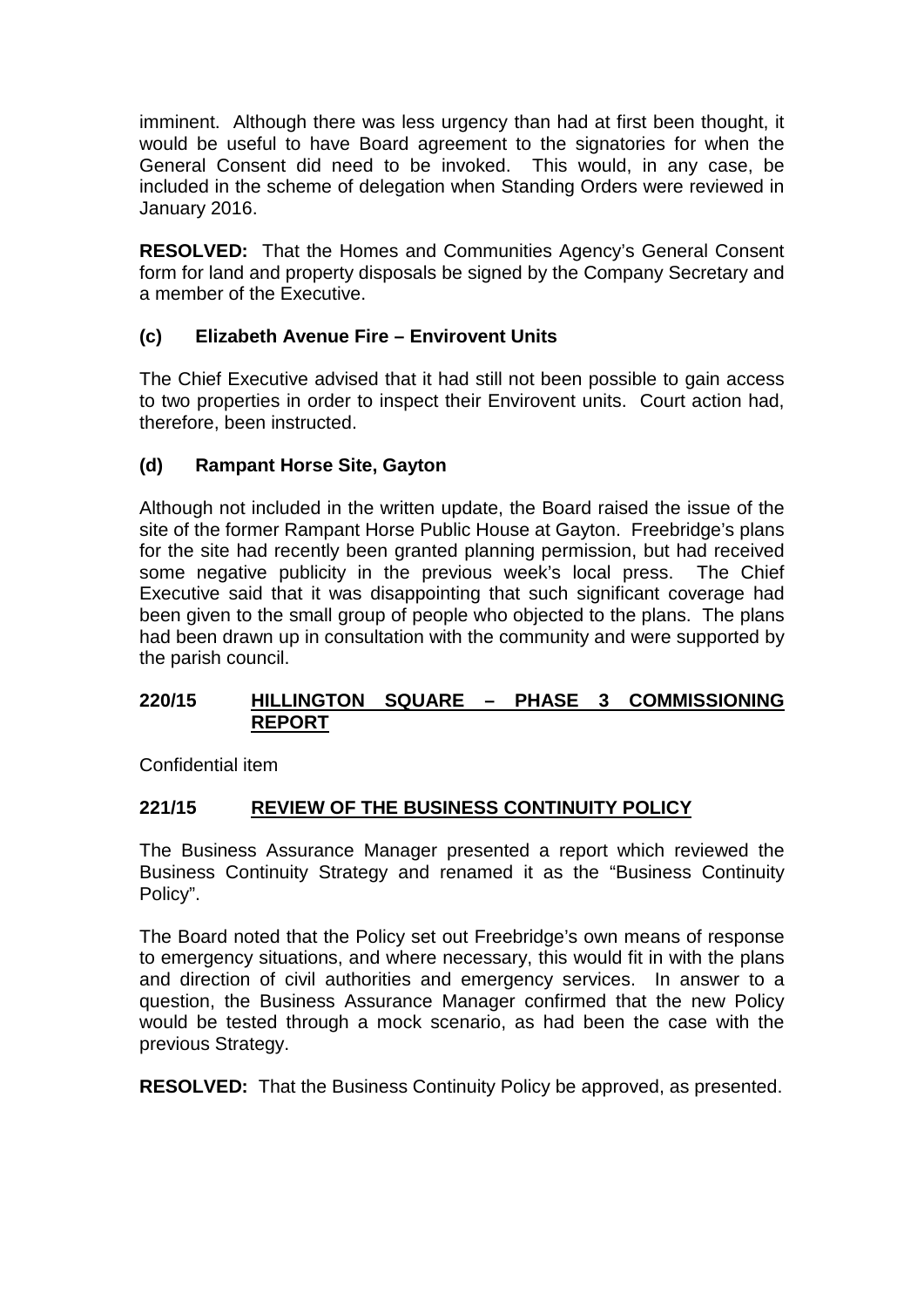imminent. Although there was less urgency than had at first been thought, it would be useful to have Board agreement to the signatories for when the General Consent did need to be invoked. This would, in any case, be included in the scheme of delegation when Standing Orders were reviewed in January 2016.

**RESOLVED:** That the Homes and Communities Agency's General Consent form for land and property disposals be signed by the Company Secretary and a member of the Executive.

### (c) Elizabeth Avenue Fire – Envirovent Units

The Chief Executive advised that it had still not been possible to gain access to two properties in order to inspect their Envirovent units. Court action had, therefore, been instructed.

### (d) Rampant Horse Site, Gayton

Although not included in the written update, the Board raised the issue of the site of the former Rampant Horse Public House at Gayton. Freebridge's plans for the site had recently been granted planning permission, but had received some negative publicity in the previous week's local press. The Chief Executive said that it was disappointing that such significant coverage had been given to the small group of people who objected to the plans. The plans had been drawn up in consultation with the community and were supported by the parish council.

## 220/15 HILLINGTON SQUARE – PHASE 3 COMMISSIONING REPORT

Confidential item

## 221/15 REVIEW OF THE BUSINESS CONTINUITY POLICY

The Business Assurance Manager presented a report which reviewed the Business Continuity Strategy and renamed it as the "Business Continuity Policy".

The Board noted that the Policy set out Freebridge's own means of response to emergency situations, and where necessary, this would fit in with the plans and direction of civil authorities and emergency services. In answer to a question, the Business Assurance Manager confirmed that the new Policy would be tested through a mock scenario, as had been the case with the previous Strategy.

**RESOLVED:** That the Business Continuity Policy be approved, as presented.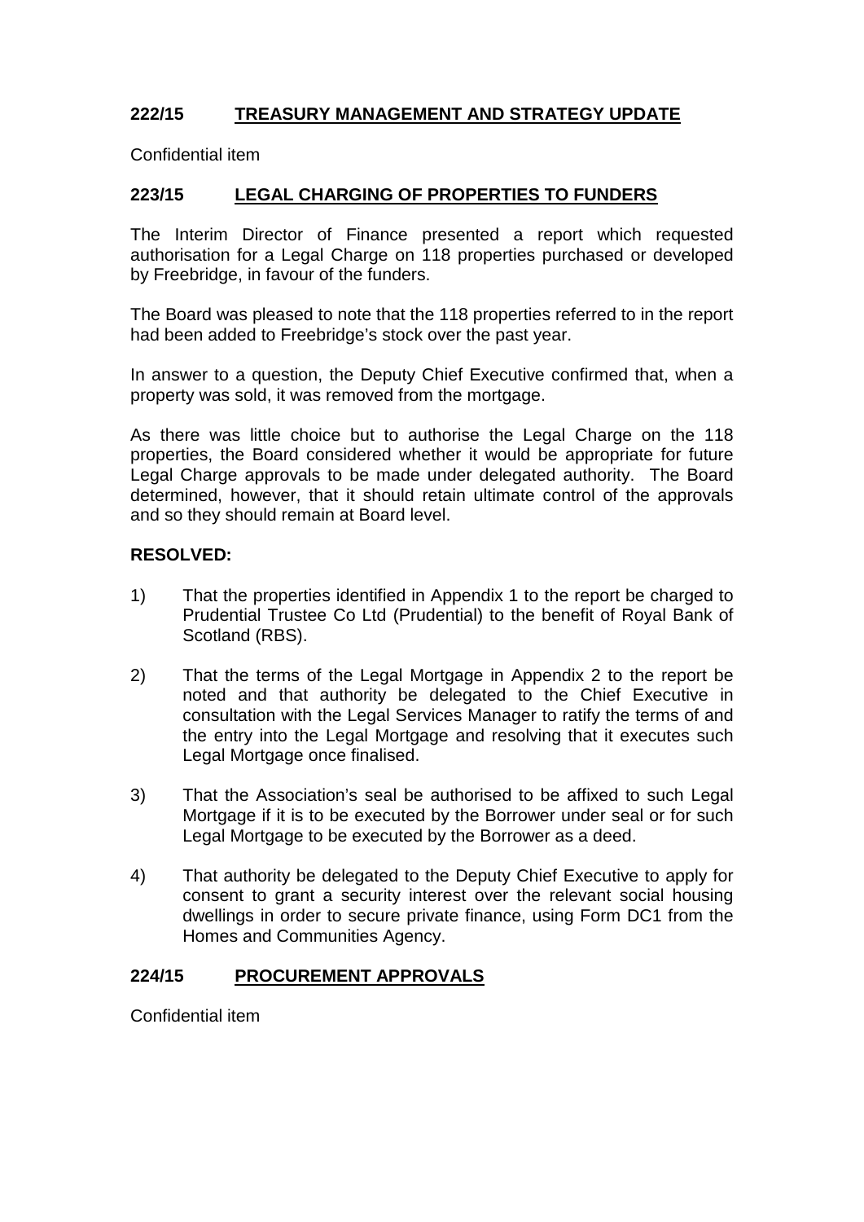### 222/15 TREASURY MANAGEMENT AND STRATEGY UPDATE

Confidential item

### 223/15 LEGAL CHARGING OF PROPERTIES TO FUNDERS

The Interim Director of Finance presented a report which requested authorisation for a Legal Charge on 118 properties purchased or developed by Freebridge, in favour of the funders.

The Board was pleased to note that the 118 properties referred to in the report had been added to Freebridge's stock over the past year.

In answer to a question, the Deputy Chief Executive confirmed that, when a property was sold, it was removed from the mortgage.

As there was little choice but to authorise the Legal Charge on the 118 properties, the Board considered whether it would be appropriate for future Legal Charge approvals to be made under delegated authority. The Board determined, however, that it should retain ultimate control of the approvals and so they should remain at Board level.

**RESOLVED:**

1) That the properties identified in Appendix 1 to the report be charged to Prudential Trustee Co Ltd (Prudential) to the benefit of Royal Bank of Scotland (RBS).

2) That the terms of the Legal Mortgage in Appendix 2 to the report be noted and that authority be delegated to the Chief Executive in consultation with the Legal Services Manager to ratify the terms of and the entry into the Legal Mortgage and resolving that it executes such Legal Mortgage once finalised.

3) That the Association's seal be authorised to be affixed to such Legal Mortgage if it is to be executed by the Borrower under seal or for such Legal Mortgage to be executed by the Borrower as a deed.

4) That authority be delegated to the Deputy Chief Executive to apply for consent to grant a security interest over the relevant social housing dwellings in order to secure private finance, using Form DC1 from the Homes and Communities Agency.

### 224/15 PROCUREMENT APPROVALS

Confidential item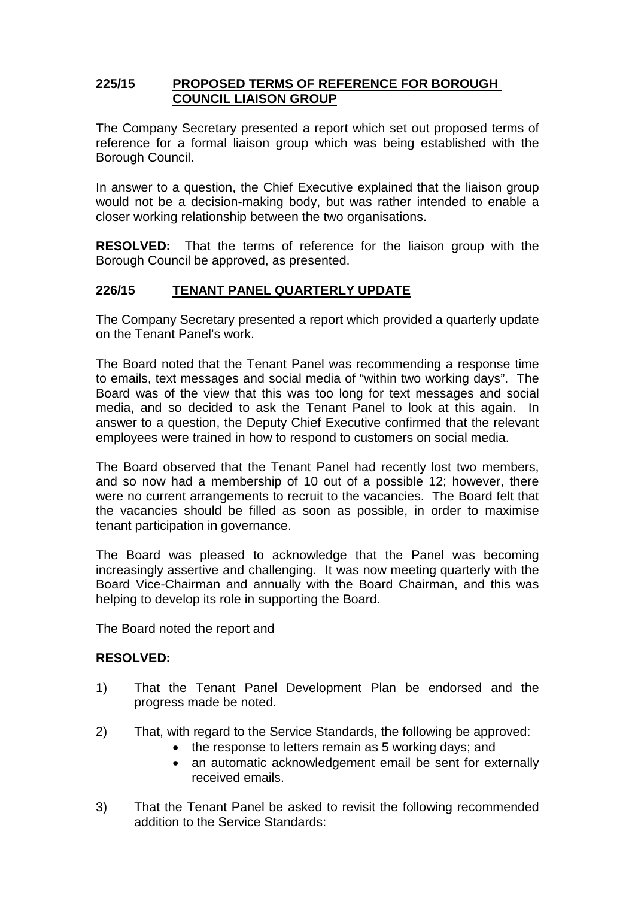## 225/15 PROPOSED TERMS OF REFERENCE FOR BOROUGH COUNCIL LIAISON GROUP

The Company Secretary presented a report which set out proposed terms of reference for a formal liaison group which was being established with the Borough Council.

In answer to a question, the Chief Executive explained that the liaison group would not be a decision-making body, but was rather intended to enable a closer working relationship between the two organisations.

**RESOLVED:** That the terms of reference for the liaison group with the Borough Council be approved, as presented.

## 226/15 TENANT PANEL QUARTERLY UPDATE

The Company Secretary presented a report which provided a quarterly update on the Tenant Panel's work.

The Board noted that the Tenant Panel was recommending a response time to emails, text messages and social media of "within two working days". The Board was of the view that this was too long for text messages and social media, and so decided to ask the Tenant Panel to look at this again. In answer to a question, the Deputy Chief Executive confirmed that the relevant employees were trained in how to respond to customers on social media.

The Board observed that the Tenant Panel had recently lost two members, and so now had a membership of 10 out of a possible 12; however, there were no current arrangements to recruit to the vacancies. The Board felt that the vacancies should be filled as soon as possible, in order to maximise tenant participation in governance.

The Board was pleased to acknowledge that the Panel was becoming increasingly assertive and challenging. It was now meeting quarterly with the Board Vice-Chairman and annually with the Board Chairman, and this was helping to develop its role in supporting the Board.

The Board noted the report and

**RESOLVED:**

1) That the Tenant Panel Development Plan be endorsed and the progress made be noted.

2) That, with regard to the Service Standards, the following be approved:
   - the response to letters remain as 5 working days; and
   - an automatic acknowledgement email be sent for externally received emails.

3) That the Tenant Panel be asked to revisit the following recommended addition to the Service Standards: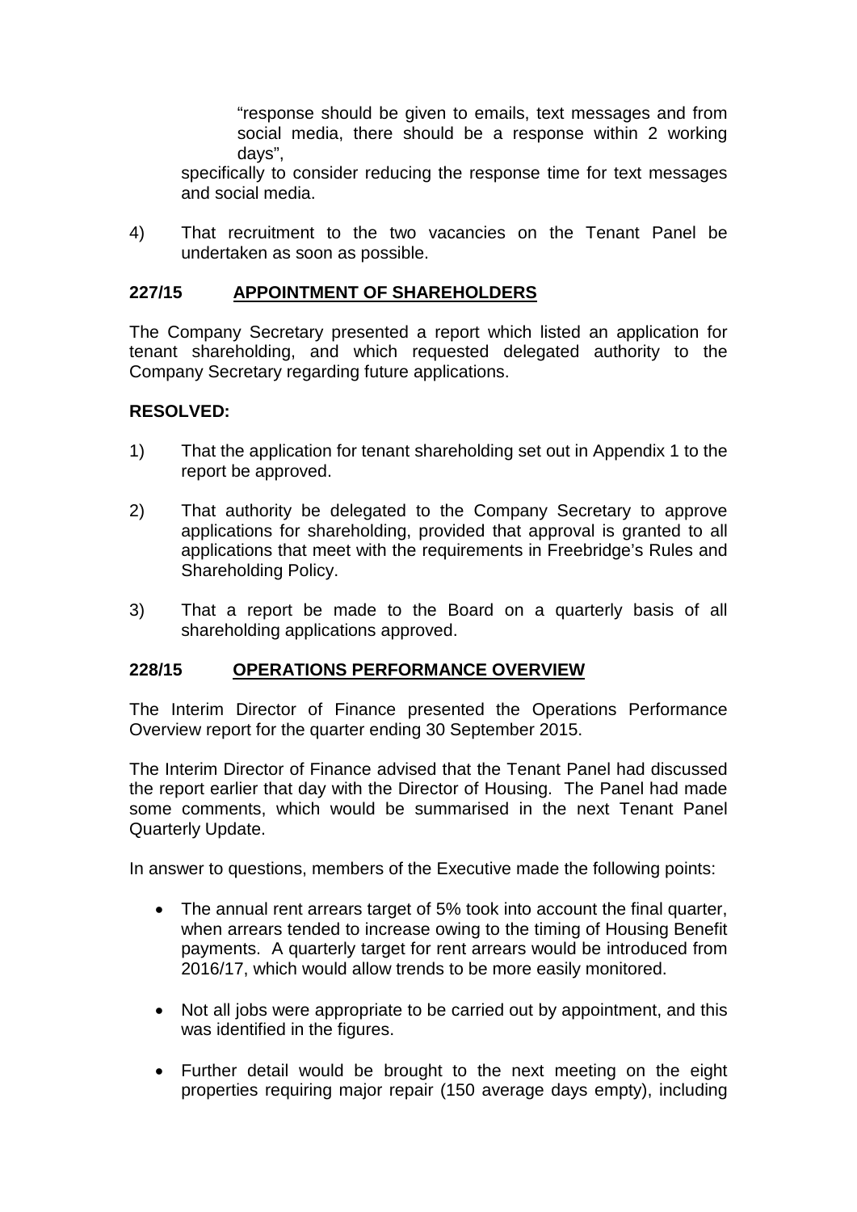"response should be given to emails, text messages and from social media, there should be a response within 2 working days",

specifically to consider reducing the response time for text messages and social media.

4) That recruitment to the two vacancies on the Tenant Panel be undertaken as soon as possible.

## 227/15 APPOINTMENT OF SHAREHOLDERS

The Company Secretary presented a report which listed an application for tenant shareholding, and which requested delegated authority to the Company Secretary regarding future applications.

**RESOLVED:**

1) That the application for tenant shareholding set out in Appendix 1 to the report be approved.

2) That authority be delegated to the Company Secretary to approve applications for shareholding, provided that approval is granted to all applications that meet with the requirements in Freebridge's Rules and Shareholding Policy.

3) That a report be made to the Board on a quarterly basis of all shareholding applications approved.

## 228/15 OPERATIONS PERFORMANCE OVERVIEW

The Interim Director of Finance presented the Operations Performance Overview report for the quarter ending 30 September 2015.

The Interim Director of Finance advised that the Tenant Panel had discussed the report earlier that day with the Director of Housing. The Panel had made some comments, which would be summarised in the next Tenant Panel Quarterly Update.

In answer to questions, members of the Executive made the following points:

- The annual rent arrears target of 5% took into account the final quarter, when arrears tended to increase owing to the timing of Housing Benefit payments. A quarterly target for rent arrears would be introduced from 2016/17, which would allow trends to be more easily monitored.

- Not all jobs were appropriate to be carried out by appointment, and this was identified in the figures.

- Further detail would be brought to the next meeting on the eight properties requiring major repair (150 average days empty), including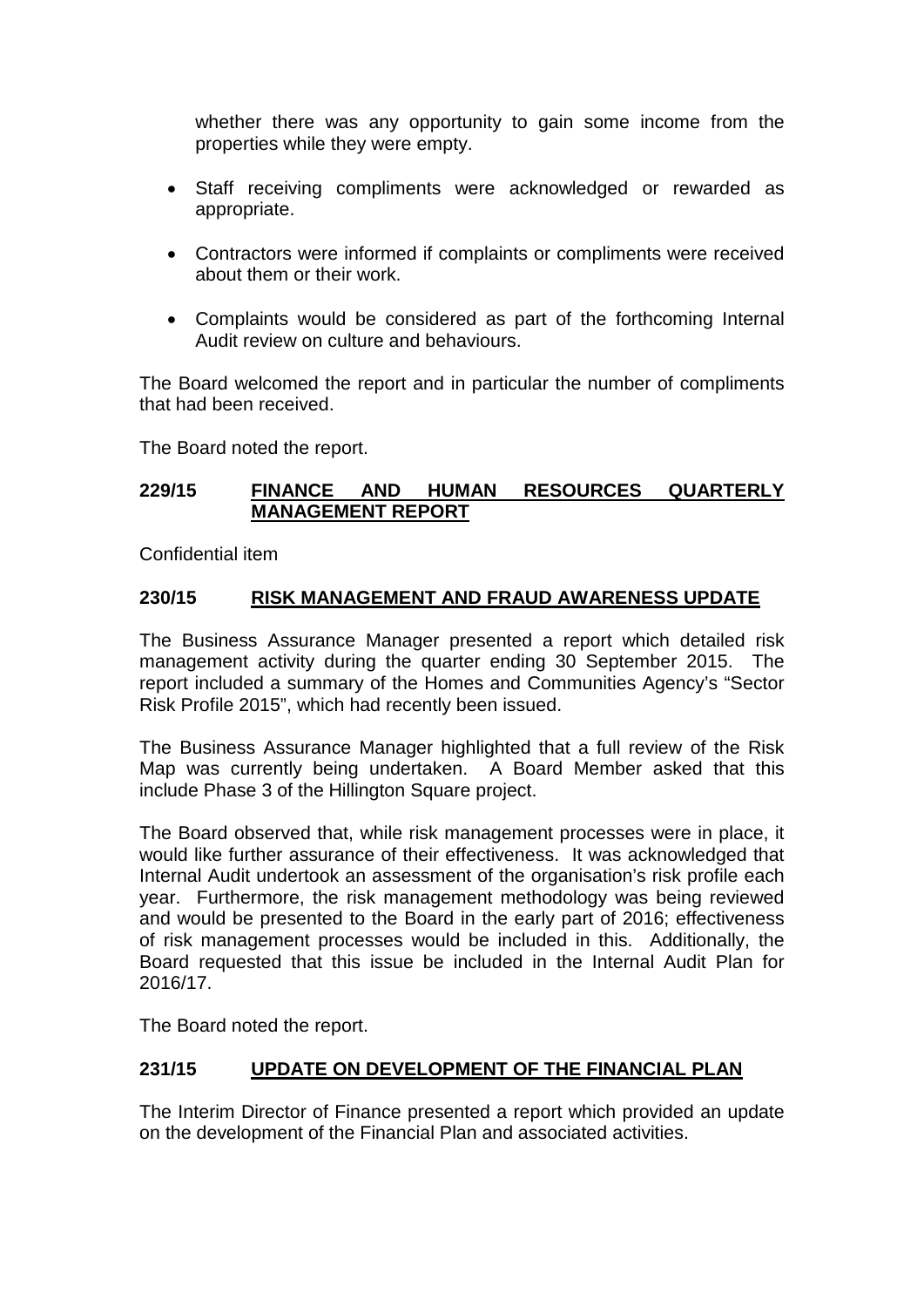whether there was any opportunity to gain some income from the properties while they were empty.

- Staff receiving compliments were acknowledged or rewarded as appropriate.
- Contractors were informed if complaints or compliments were received about them or their work.
- Complaints would be considered as part of the forthcoming Internal Audit review on culture and behaviours.

The Board welcomed the report and in particular the number of compliments that had been received.

The Board noted the report.

## 229/15 FINANCE AND HUMAN RESOURCES QUARTERLY MANAGEMENT REPORT

Confidential item

## 230/15 RISK MANAGEMENT AND FRAUD AWARENESS UPDATE

The Business Assurance Manager presented a report which detailed risk management activity during the quarter ending 30 September 2015. The report included a summary of the Homes and Communities Agency's "Sector Risk Profile 2015", which had recently been issued.

The Business Assurance Manager highlighted that a full review of the Risk Map was currently being undertaken. A Board Member asked that this include Phase 3 of the Hillington Square project.

The Board observed that, while risk management processes were in place, it would like further assurance of their effectiveness. It was acknowledged that Internal Audit undertook an assessment of the organisation's risk profile each year. Furthermore, the risk management methodology was being reviewed and would be presented to the Board in the early part of 2016; effectiveness of risk management processes would be included in this. Additionally, the Board requested that this issue be included in the Internal Audit Plan for 2016/17.

The Board noted the report.

## 231/15 UPDATE ON DEVELOPMENT OF THE FINANCIAL PLAN

The Interim Director of Finance presented a report which provided an update on the development of the Financial Plan and associated activities.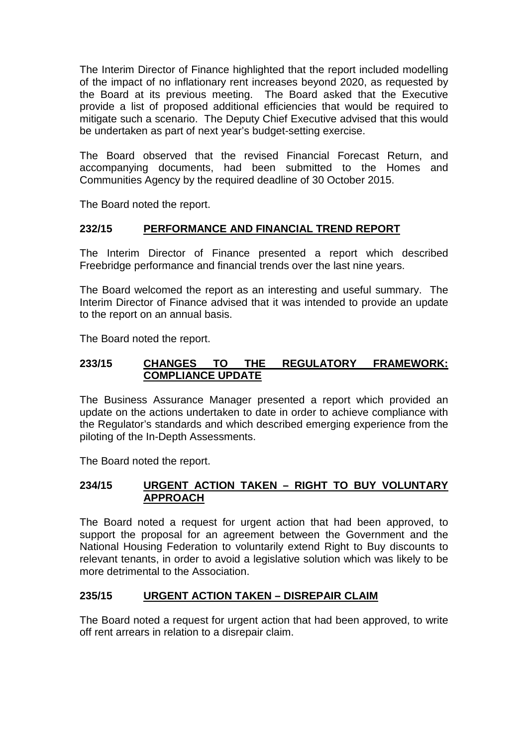The Interim Director of Finance highlighted that the report included modelling of the impact of no inflationary rent increases beyond 2020, as requested by the Board at its previous meeting. The Board asked that the Executive provide a list of proposed additional efficiencies that would be required to mitigate such a scenario. The Deputy Chief Executive advised that this would be undertaken as part of next year's budget-setting exercise.

The Board observed that the revised Financial Forecast Return, and accompanying documents, had been submitted to the Homes and Communities Agency by the required deadline of 30 October 2015.

The Board noted the report.

## 232/15 PERFORMANCE AND FINANCIAL TREND REPORT

The Interim Director of Finance presented a report which described Freebridge performance and financial trends over the last nine years.

The Board welcomed the report as an interesting and useful summary. The Interim Director of Finance advised that it was intended to provide an update to the report on an annual basis.

The Board noted the report.

## 233/15 CHANGES TO THE REGULATORY FRAMEWORK: COMPLIANCE UPDATE

The Business Assurance Manager presented a report which provided an update on the actions undertaken to date in order to achieve compliance with the Regulator's standards and which described emerging experience from the piloting of the In-Depth Assessments.

The Board noted the report.

## 234/15 URGENT ACTION TAKEN – RIGHT TO BUY VOLUNTARY APPROACH

The Board noted a request for urgent action that had been approved, to support the proposal for an agreement between the Government and the National Housing Federation to voluntarily extend Right to Buy discounts to relevant tenants, in order to avoid a legislative solution which was likely to be more detrimental to the Association.

## 235/15 URGENT ACTION TAKEN – DISREPAIR CLAIM

The Board noted a request for urgent action that had been approved, to write off rent arrears in relation to a disrepair claim.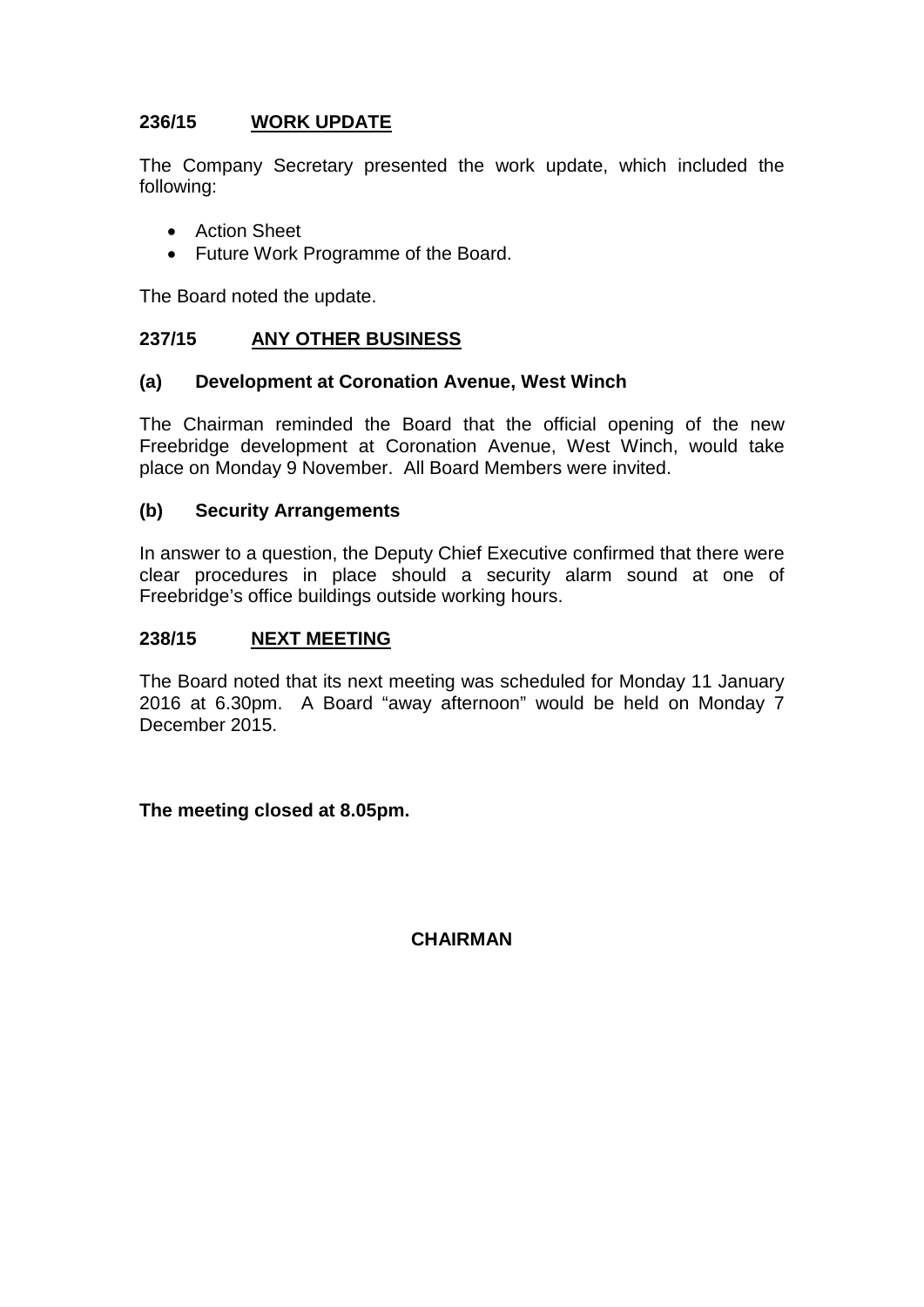## 236/15 WORK UPDATE

The Company Secretary presented the work update, which included the following:

- Action Sheet
- Future Work Programme of the Board.

The Board noted the update.

## 237/15 ANY OTHER BUSINESS

### (a) Development at Coronation Avenue, West Winch

The Chairman reminded the Board that the official opening of the new Freebridge development at Coronation Avenue, West Winch, would take place on Monday 9 November. All Board Members were invited.

### (b) Security Arrangements

In answer to a question, the Deputy Chief Executive confirmed that there were clear procedures in place should a security alarm sound at one of Freebridge's office buildings outside working hours.

## 238/15 NEXT MEETING

The Board noted that its next meeting was scheduled for Monday 11 January 2016 at 6.30pm. A Board "away afternoon" would be held on Monday 7 December 2015.

**The meeting closed at 8.05pm.**

**CHAIRMAN**